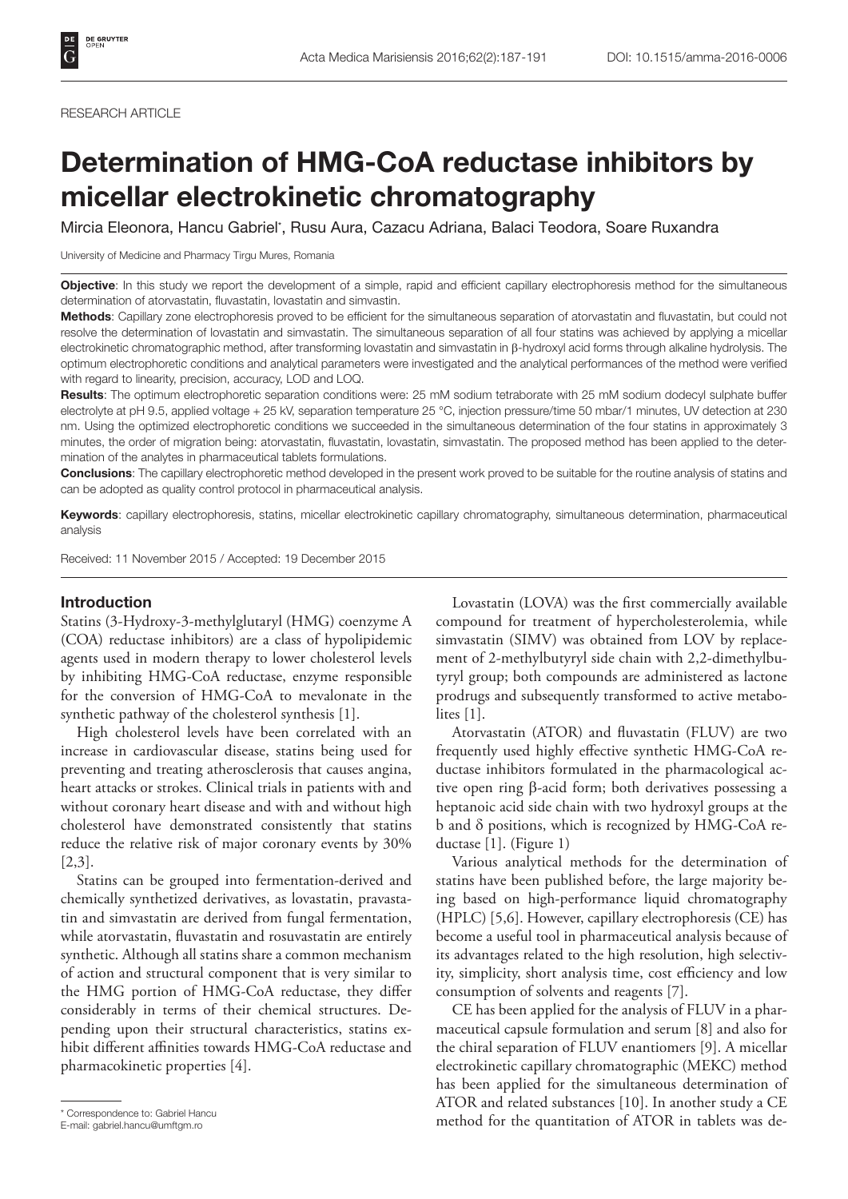RESEARCH ARTICLE

# Determination of HMG-CoA reductase inhibitors by micellar electrokinetic chromatography

Mircia Eleonora, Hancu Gabriel*, Rusu Aura, Cazacu Adriana, Balaci Teodora, Soare Ruxandra

University of Medicine and Pharmacy Tirgu Mures, Romania

**Objective**: In this study we report the development of a simple, rapid and efficient capillary electrophoresis method for the simultaneous determination of atorvastatin, fluvastatin, lovastatin and simvastin.

**Methods**: Capillary zone electrophoresis proved to be efficient for the simultaneous separation of atorvastatin and fluvastatin, but could not resolve the determination of lovastatin and simvastatin. The simultaneous separation of all four statins was achieved by applying a micellar electrokinetic chromatographic method, after transforming lovastatin and simvastatin in β-hydroxyl acid forms through alkaline hydrolysis. The optimum electrophoretic conditions and analytical parameters were investigated and the analytical performances of the method were verified with regard to linearity, precision, accuracy, LOD and LOQ.

**Results**: The optimum electrophoretic separation conditions were: 25 mM sodium tetraborate with 25 mM sodium dodecyl sulphate buffer electrolyte at pH 9.5, applied voltage + 25 kV, separation temperature 25 °C, injection pressure/time 50 mbar/1 minutes, UV detection at 230 nm. Using the optimized electrophoretic conditions we succeeded in the simultaneous determination of the four statins in approximately 3 minutes, the order of migration being: atorvastatin, fluvastatin, lovastatin, simvastatin. The proposed method has been applied to the determination of the analytes in pharmaceutical tablets formulations.

**Conclusions**: The capillary electrophoretic method developed in the present work proved to be suitable for the routine analysis of statins and can be adopted as quality control protocol in pharmaceutical analysis.

**Keywords**: capillary electrophoresis, statins, micellar electrokinetic capillary chromatography, simultaneous determination, pharmaceutical analysis

Received: 11 November 2015 / Accepted: 19 December 2015

## Introduction

Statins (3-Hydroxy-3-methylglutaryl (HMG) coenzyme A (COA) reductase inhibitors) are a class of hypolipidemic agents used in modern therapy to lower cholesterol levels by inhibiting HMG-CoA reductase, enzyme responsible for the conversion of HMG-CoA to mevalonate in the synthetic pathway of the cholesterol synthesis [1].

High cholesterol levels have been correlated with an increase in cardiovascular disease, statins being used for preventing and treating atherosclerosis that causes angina, heart attacks or strokes. Clinical trials in patients with and without coronary heart disease and with and without high cholesterol have demonstrated consistently that statins reduce the relative risk of major coronary events by 30% [2,3].

Statins can be grouped into fermentation-derived and chemically synthetized derivatives, as lovastatin, pravastatin and simvastatin are derived from fungal fermentation, while atorvastatin, fluvastatin and rosuvastatin are entirely synthetic. Although all statins share a common mechanism of action and structural component that is very similar to the HMG portion of HMG-CoA reductase, they differ considerably in terms of their chemical structures. Depending upon their structural characteristics, statins exhibit different affinities towards HMG-CoA reductase and pharmacokinetic properties [4].

Lovastatin (LOVA) was the first commercially available compound for treatment of hypercholesterolemia, while simvastatin (SIMV) was obtained from LOV by replacement of 2-methylbutyryl side chain with 2,2-dimethylbutyryl group; both compounds are administered as lactone prodrugs and subsequently transformed to active metabolites [1].

Atorvastatin (ATOR) and fluvastatin (FLUV) are two frequently used highly effective synthetic HMG-CoA reductase inhibitors formulated in the pharmacological active open ring β-acid form; both derivatives possessing a heptanoic acid side chain with two hydroxyl groups at the b and δ positions, which is recognized by HMG-CoA reductase [1]. (Figure 1)

Various analytical methods for the determination of statins have been published before, the large majority being based on high-performance liquid chromatography (HPLC) [5,6]. However, capillary electrophoresis (CE) has become a useful tool in pharmaceutical analysis because of its advantages related to the high resolution, high selectivity, simplicity, short analysis time, cost efficiency and low consumption of solvents and reagents [7].

CE has been applied for the analysis of FLUV in a pharmaceutical capsule formulation and serum [8] and also for the chiral separation of FLUV enantiomers [9]. A micellar electrokinetic capillary chromatographic (MEKC) method has been applied for the simultaneous determination of ATOR and related substances [10]. In another study a CE method for the quantitation of ATOR in tablets was de-

\* Correspondence to: Gabriel Hancu
E-mail: gabriel.hancu@umftgm.ro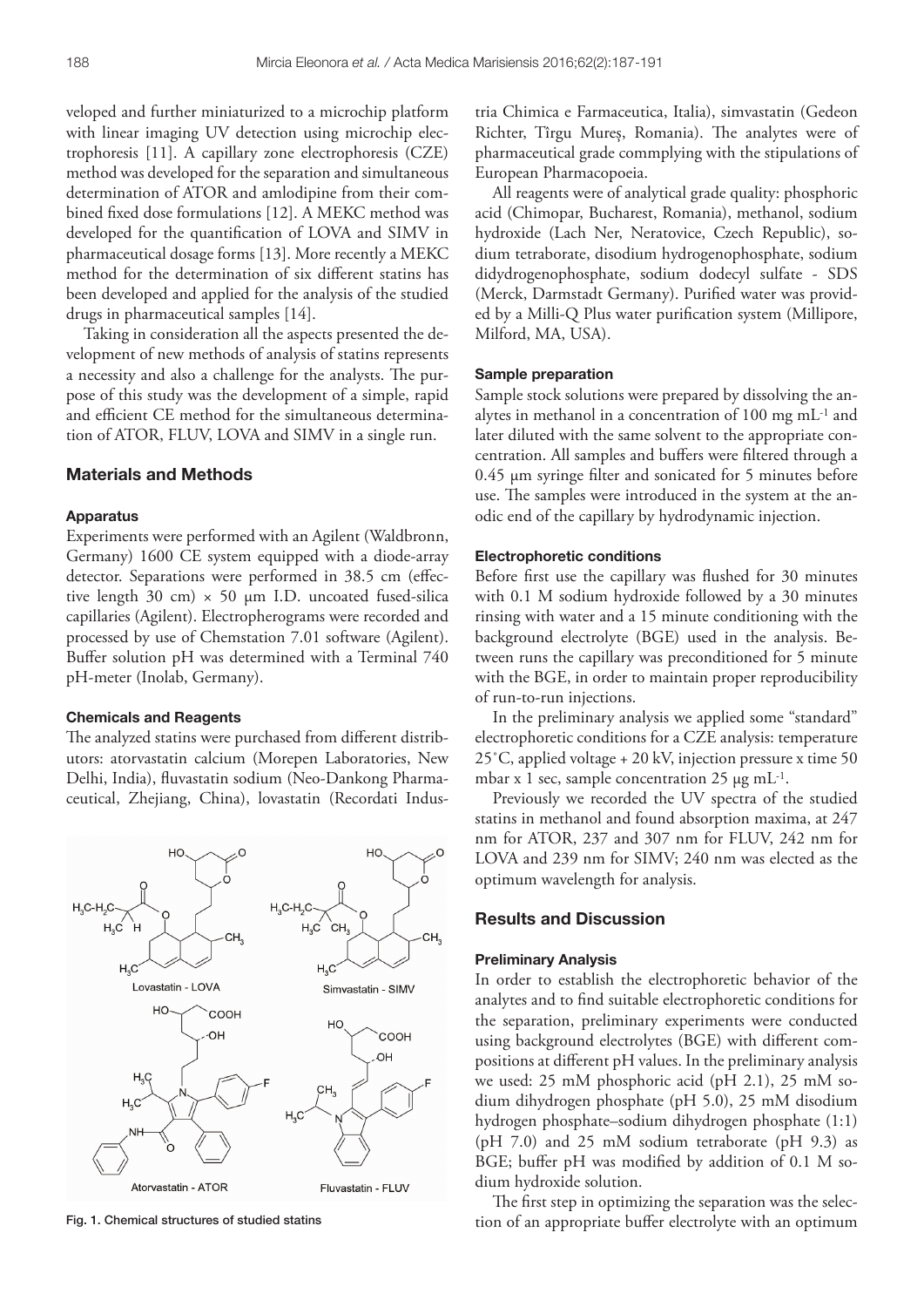veloped and further miniaturized to a microchip platform with linear imaging UV detection using microchip electrophoresis [11]. A capillary zone electrophoresis (CZE) method was developed for the separation and simultaneous determination of ATOR and amlodipine from their combined fixed dose formulations [12]. A MEKC method was developed for the quantification of LOVA and SIMV in pharmaceutical dosage forms [13]. More recently a MEKC method for the determination of six different statins has been developed and applied for the analysis of the studied drugs in pharmaceutical samples [14].

Taking in consideration all the aspects presented the development of new methods of analysis of statins represents a necessity and also a challenge for the analysts. The purpose of this study was the development of a simple, rapid and efficient CE method for the simultaneous determination of ATOR, FLUV, LOVA and SIMV in a single run.

## Materials and Methods

### Apparatus

Experiments were performed with an Agilent (Waldbronn, Germany) 1600 CE system equipped with a diode-array detector. Separations were performed in 38.5 cm (effective length 30 cm) × 50 μm I.D. uncoated fused-silica capillaries (Agilent). Electropherograms were recorded and processed by use of Chemstation 7.01 software (Agilent). Buffer solution pH was determined with a Terminal 740 pH-meter (Inolab, Germany).

### Chemicals and Reagents

The analyzed statins were purchased from different distributors: atorvastatin calcium (Morepen Laboratories, New Delhi, India), fluvastatin sodium (Neo-Dankong Pharmaceutical, Zhejiang, China), lovastatin (Recordati Industria Chimica e Farmaceutica, Italia), simvastatin (Gedeon Richter, Tîrgu Mureș, Romania). The analytes were of pharmaceutical grade commplying with the stipulations of European Pharmacopoeia.

Fig. 1. Chemical structures of studied statins

All reagents were of analytical grade quality: phosphoric acid (Chimopar, Bucharest, Romania), methanol, sodium hydroxide (Lach Ner, Neratovice, Czech Republic), sodium tetraborate, disodium hydrogenophosphate, sodium didydrogenophosphate, sodium dodecyl sulfate - SDS (Merck, Darmstadt Germany). Purified water was provided by a Milli-Q Plus water purification system (Millipore, Milford, MA, USA).

### Sample preparation

Sample stock solutions were prepared by dissolving the analytes in methanol in a concentration of 100 mg mL$^{-1}$ and later diluted with the same solvent to the appropriate concentration. All samples and buffers were filtered through a 0.45 μm syringe filter and sonicated for 5 minutes before use. The samples were introduced in the system at the anodic end of the capillary by hydrodynamic injection.

### Electrophoretic conditions

Before first use the capillary was flushed for 30 minutes with 0.1 M sodium hydroxide followed by a 30 minutes rinsing with water and a 15 minute conditioning with the background electrolyte (BGE) used in the analysis. Between runs the capillary was preconditioned for 5 minute with the BGE, in order to maintain proper reproducibility of run-to-run injections.

In the preliminary analysis we applied some "standard" electrophoretic conditions for a CZE analysis: temperature 25°C, applied voltage + 20 kV, injection pressure x time 50 mbar x 1 sec, sample concentration 25 μg mL$^{-1}$.

Previously we recorded the UV spectra of the studied statins in methanol and found absorption maxima, at 247 nm for ATOR, 237 and 307 nm for FLUV, 242 nm for LOVA and 239 nm for SIMV; 240 nm was elected as the optimum wavelength for analysis.

## Results and Discussion

### Preliminary Analysis

In order to establish the electrophoretic behavior of the analytes and to find suitable electrophoretic conditions for the separation, preliminary experiments were conducted using background electrolytes (BGE) with different compositions at different pH values. In the preliminary analysis we used: 25 mM phosphoric acid (pH 2.1), 25 mM sodium dihydrogen phosphate (pH 5.0), 25 mM disodium hydrogen phosphate–sodium dihydrogen phosphate (1:1) (pH 7.0) and 25 mM sodium tetraborate (pH 9.3) as BGE; buffer pH was modified by addition of 0.1 M sodium hydroxide solution.

The first step in optimizing the separation was the selection of an appropriate buffer electrolyte with an optimum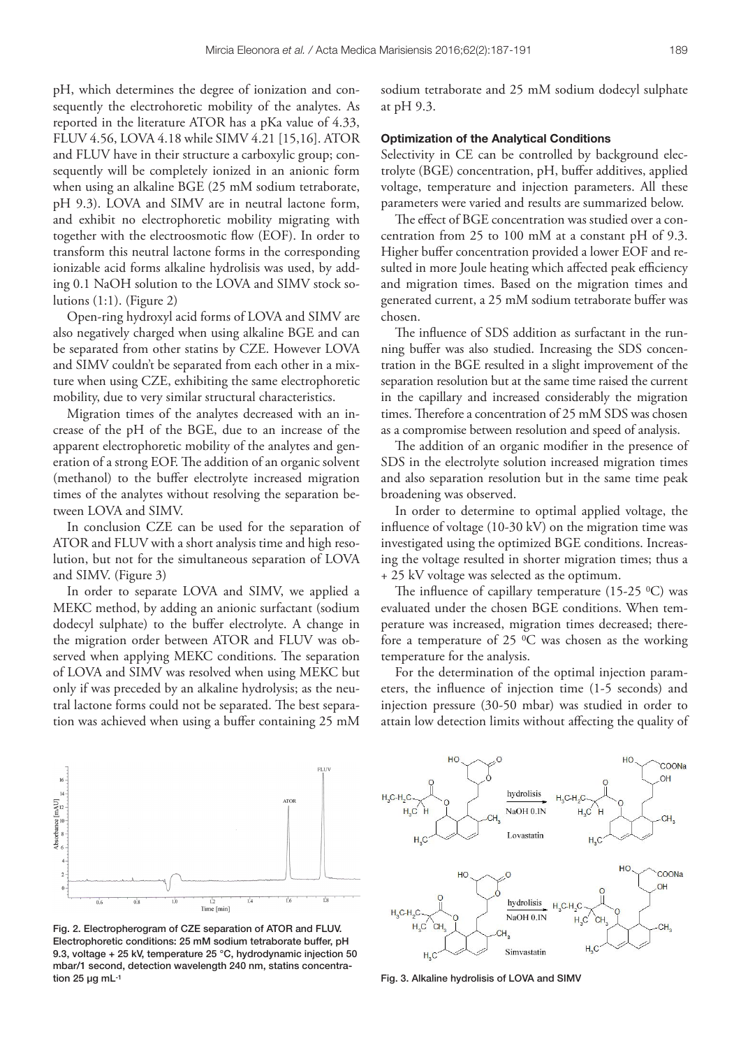pH, which determines the degree of ionization and consequently the electrohoretic mobility of the analytes. As reported in the literature ATOR has a pKa value of 4.33, FLUV 4.56, LOVA 4.18 while SIMV 4.21 [15,16]. ATOR and FLUV have in their structure a carboxylic group; consequently will be completely ionized in an anionic form when using an alkaline BGE (25 mM sodium tetraborate, pH 9.3). LOVA and SIMV are in neutral lactone form, and exhibit no electrophoretic mobility migrating with together with the electroosmotic flow (EOF). In order to transform this neutral lactone forms in the corresponding ionizable acid forms alkaline hydrolisis was used, by adding 0.1 NaOH solution to the LOVA and SIMV stock solutions (1:1). (Figure 2)

Open-ring hydroxyl acid forms of LOVA and SIMV are also negatively charged when using alkaline BGE and can be separated from other statins by CZE. However LOVA and SIMV couldn't be separated from each other in a mixture when using CZE, exhibiting the same electrophoretic mobility, due to very similar structural characteristics.

Migration times of the analytes decreased with an increase of the pH of the BGE, due to an increase of the apparent electrophoretic mobility of the analytes and generation of a strong EOF. The addition of an organic solvent (methanol) to the buffer electrolyte increased migration times of the analytes without resolving the separation between LOVA and SIMV.

In conclusion CZE can be used for the separation of ATOR and FLUV with a short analysis time and high resolution, but not for the simultaneous separation of LOVA and SIMV. (Figure 3)

In order to separate LOVA and SIMV, we applied a MEKC method, by adding an anionic surfactant (sodium dodecyl sulphate) to the buffer electrolyte. A change in the migration order between ATOR and FLUV was observed when applying MEKC conditions. The separation of LOVA and SIMV was resolved when using MEKC but only if was preceded by an alkaline hydrolysis; as the neutral lactone forms could not be separated. The best separation was achieved when using a buffer containing 25 mM sodium tetraborate and 25 mM sodium dodecyl sulphate at pH 9.3.

### Optimization of the Analytical Conditions

Selectivity in CE can be controlled by background electrolyte (BGE) concentration, pH, buffer additives, applied voltage, temperature and injection parameters. All these parameters were varied and results are summarized below.

The effect of BGE concentration was studied over a concentration from 25 to 100 mM at a constant pH of 9.3. Higher buffer concentration provided a lower EOF and resulted in more Joule heating which affected peak efficiency and migration times. Based on the migration times and generated current, a 25 mM sodium tetraborate buffer was chosen.

The influence of SDS addition as surfactant in the running buffer was also studied. Increasing the SDS concentration in the BGE resulted in a slight improvement of the separation resolution but at the same time raised the current in the capillary and increased considerably the migration times. Therefore a concentration of 25 mM SDS was chosen as a compromise between resolution and speed of analysis.

The addition of an organic modifier in the presence of SDS in the electrolyte solution increased migration times and also separation resolution but in the same time peak broadening was observed.

In order to determine to optimal applied voltage, the influence of voltage (10-30 kV) on the migration time was investigated using the optimized BGE conditions. Increasing the voltage resulted in shorter migration times; thus a + 25 kV voltage was selected as the optimum.

The influence of capillary temperature (15-25 $^0$C) was evaluated under the chosen BGE conditions. When temperature was increased, migration times decreased; therefore a temperature of 25 $^0$C was chosen as the working temperature for the analysis.

For the determination of the optimal injection parameters, the influence of injection time (1-5 seconds) and injection pressure (30-50 mbar) was studied in order to attain low detection limits without affecting the quality of

Fig. 2. Electropherogram of CZE separation of ATOR and FLUV. Electrophoretic conditions: 25 mM sodium tetraborate buffer, pH 9.3, voltage + 25 kV, temperature 25 °C, hydrodynamic injection 50 mbar/1 second, detection wavelength 240 nm, statins concentration 25 µg mL$^{-1}$

Fig. 3. Alkaline hydrolisis of LOVA and SIMV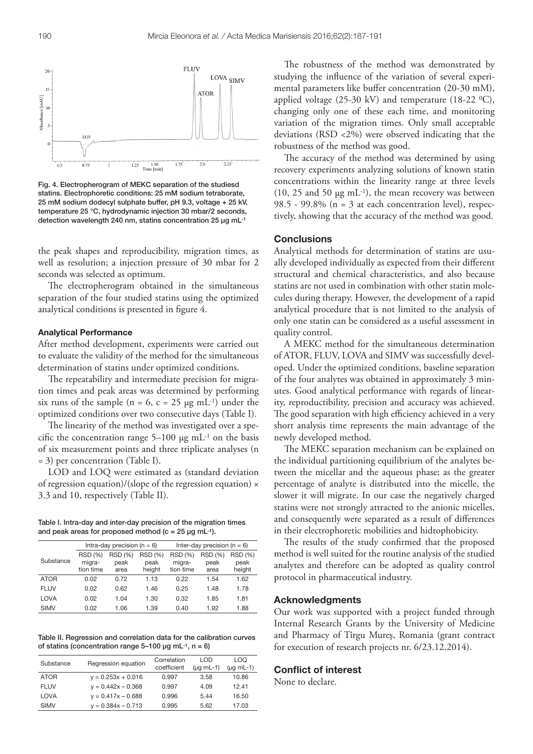Fig. 4. Electropherogram of MEKC separation of the studiesd statins. Electrophoretic conditions: 25 mM sodium tetraborate, 25 mM sodium dodecyl sulphate buffer, pH 9.3, voltage + 25 kV, temperature 25 °C, hydrodynamic injection 30 mbar/2 seconds, detection wavelength 240 nm, statins concentration 25 µg mL$^{-1}$

the peak shapes and reproducibility, migration times, as well as resolution; a injection pressure of 30 mbar for 2 seconds was selected as optimum.

The electropherogram obtained in the simultaneous separation of the four studied statins using the optimized analytical conditions is presented in figure 4.

#### Analytical Performance

After method development, experiments were carried out to evaluate the validity of the method for the simultaneous determination of statins under optimized conditions.

The repeatability and intermediate precision for migration times and peak areas was determined by performing six runs of the sample (n = 6, c = 25 µg mL$^{-1}$) under the optimized conditions over two consecutive days (Table I).

The linearity of the method was investigated over a specific the concentration range 5–100 µg mL$^{-1}$ on the basis of six measurement points and three triplicate analyses (n = 3) per concentration (Table I).

LOD and LOQ were estimated as (standard deviation of regression equation)/(slope of the regression equation) × 3.3 and 10, respectively (Table II).

Table I. Intra-day and inter-day precision of the migration times and peak areas for proposed method (c = 25 µg mL$^{-1}$).

| Substance | Intra-day precision (n = 6) | | | Inter-day precision (n = 6) | | |
|---|---|---|---|---|---|---|
| | RSD (%) migration time | RSD (%) peak area | RSD (%) peak height | RSD (%) migration time | RSD (%) peak area | RSD (%) peak height |
| ATOR | 0.02 | 0.72 | 1.13 | 0.22 | 1.54 | 1.62 |
| FLUV | 0.02 | 0.62 | 1.46 | 0.25 | 1.48 | 1.78 |
| LOVA | 0.02 | 1.04 | 1.30 | 0.32 | 1.85 | 1.81 |
| SIMV | 0.02 | 1.06 | 1.39 | 0.40 | 1.92 | 1.88 |

Table II. Regression and correlation data for the calibration curves of statins (concentration range 5–100 µg mL$^{-1}$, n = 6)

| Substance | Regression equation | Correlation coefficient | LOD (µg mL-1) | LOQ (µg mL-1) |
|---|---|---|---|---|
| ATOR | $y = 0.253x + 0.016$ | 0.997 | 3.58 | 10.86 |
| FLUV | $y = 0.442x – 0.368$ | 0.997 | 4.09 | 12.41 |
| LOVA | $y = 0.417x – 0.688$ | 0.996 | 5.44 | 16.50 |
| SIMV | $y = 0.384x – 0.713$ | 0.995 | 5.62 | 17.03 |

The robustness of the method was demonstrated by studying the influence of the variation of several experimental parameters like buffer concentration (20-30 mM), applied voltage (25-30 kV) and temperature (18-22 $^0$C), changing only one of these each time, and monitoring variation of the migration times. Only small acceptable deviations (RSD <2%) were observed indicating that the robustness of the method was good.

The accuracy of the method was determined by using recovery experiments analyzing solutions of known statin concentrations within the linearity range at three levels (10, 25 and 50 µg mL$^{-1}$), the mean recovery was between 98.5 - 99.8% (n = 3 at each concentration level), respectively, showing that the accuracy of the method was good.

### Conclusions

Analytical methods for determination of statins are usually developed individually as expected from their different structural and chemical characteristics, and also because statins are not used in combination with other statin molecules during therapy. However, the development of a rapid analytical procedure that is not limited to the analysis of only one statin can be considered as a useful assessment in quality control.

A MEKC method for the simultaneous determination of ATOR, FLUV, LOVA and SIMV was successfully developed. Under the optimized conditions, baseline separation of the four analytes was obtained in approximately 3 minutes. Good analytical performance with regards of linearity, reproductibility, precision and accuracy was achieved. The good separation with high efficiency achieved in a very short analysis time represents the main advantage of the newly developed method.

The MEKC separation mechanism can be explained on the individual partitioning equilibrium of the analytes between the micellar and the aqueous phase; as the greater percentage of analyte is distributed into the micelle, the slower it will migrate. In our case the negatively charged statins were not strongly attracted to the anionic micelles, and consequently were separated as a result of differences in their electrophoretic mobilities and hidrophobicity.

The results of the study confirmed that the proposed method is well suited for the routine analysis of the studied analytes and therefore can be adopted as quality control protocol in pharmaceutical industry.

### Acknowledgments

Our work was supported with a project funded through Internal Research Grants by the University of Medicine and Pharmacy of Tîrgu Mureș, Romania (grant contract for execution of research projects nr. 6/23.12.2014).

### Conflict of interest

None to declare.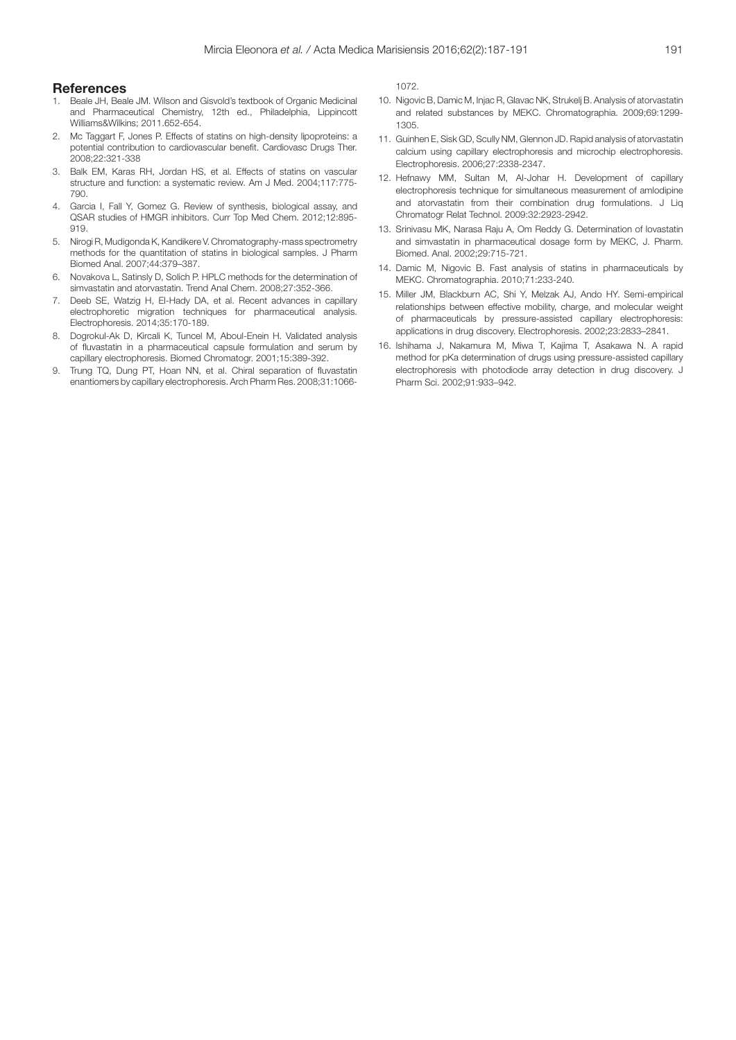## References

1. Beale JH, Beale JM. Wilson and Gisvold's textbook of Organic Medicinal and Pharmaceutical Chemistry, 12th ed., Philadelphia, Lippincott Williams&Wilkins; 2011.652-654.
2. Mc Taggart F, Jones P. Effects of statins on high-density lipoproteins: a potential contribution to cardiovascular benefit. Cardiovasc Drugs Ther. 2008;22:321-338
3. Balk EM, Karas RH, Jordan HS, et al. Effects of statins on vascular structure and function: a systematic review. Am J Med. 2004;117:775-790.
4. Garcia I, Fall Y, Gomez G. Review of synthesis, biological assay, and QSAR studies of HMGR inhibitors. Curr Top Med Chem. 2012;12:895-919.
5. Nirogi R, Mudigonda K, Kandikere V. Chromatography-mass spectrometry methods for the quantitation of statins in biological samples. J Pharm Biomed Anal. 2007;44:379–387.
6. Novakova L, Satinsly D, Solich P. HPLC methods for the determination of simvastatin and atorvastatin. Trend Anal Chem. 2008;27:352-366.
7. Deeb SE, Watzig H, El-Hady DA, et al. Recent advances in capillary electrophoretic migration techniques for pharmaceutical analysis. Electrophoresis. 2014;35:170-189.
8. Dogrokul-Ak D, Kircali K, Tuncel M, Aboul-Enein H. Validated analysis of fluvastatin in a pharmaceutical capsule formulation and serum by capillary electrophoresis. Biomed Chromatogr. 2001;15:389-392.
9. Trung TQ, Dung PT, Hoan NN, et al. Chiral separation of fluvastatin enantiomers by capillary electrophoresis. Arch Pharm Res. 2008;31:1066-1072.
10. Nigovic B, Damic M, Injac R, Glavac NK, Strukelj B. Analysis of atorvastatin and related substances by MEKC. Chromatographia. 2009;69:1299-1305.
11. Guinhen E, Sisk GD, Scully NM, Glennon JD. Rapid analysis of atorvastatin calcium using capillary electrophoresis and microchip electrophoresis. Electrophoresis. 2006;27:2338-2347.
12. Hefnawy MM, Sultan M, Al-Johar H. Development of capillary electrophoresis technique for simultaneous measurement of amlodipine and atorvastatin from their combination drug formulations. J Liq Chromatogr Relat Technol. 2009:32:2923-2942.
13. Srinivasu MK, Narasa Raju A, Om Reddy G. Determination of lovastatin and simvastatin in pharmaceutical dosage form by MEKC, J. Pharm. Biomed. Anal. 2002;29:715-721.
14. Damic M, Nigovic B. Fast analysis of statins in pharmaceuticals by MEKC. Chromatographia. 2010;71:233-240.
15. Miller JM, Blackburn AC, Shi Y, Melzak AJ, Ando HY. Semi-empirical relationships between effective mobility, charge, and molecular weight of pharmaceuticals by pressure-assisted capillary electrophoresis: applications in drug discovery. Electrophoresis. 2002;23:2833–2841.
16. Ishihama J, Nakamura M, Miwa T, Kajima T, Asakawa N. A rapid method for pKa determination of drugs using pressure-assisted capillary electrophoresis with photodiode array detection in drug discovery. J Pharm Sci. 2002;91:933–942.